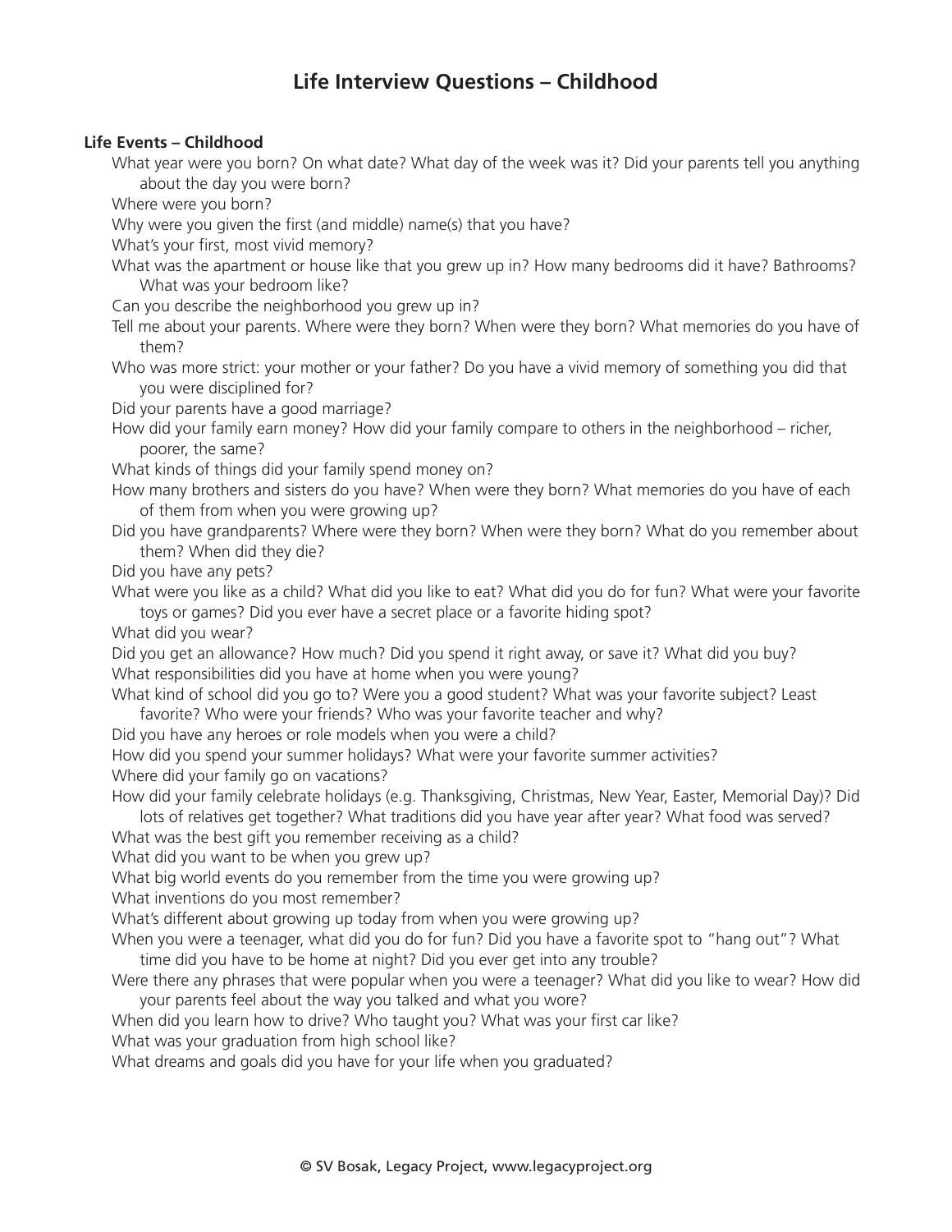# Life Interview Questions – Childhood

**Life Events – Childhood**

What year were you born? On what date? What day of the week was it? Did your parents tell you anything about the day you were born?

Where were you born?

Why were you given the first (and middle) name(s) that you have?

What's your first, most vivid memory?

What was the apartment or house like that you grew up in? How many bedrooms did it have? Bathrooms? What was your bedroom like?

Can you describe the neighborhood you grew up in?

Tell me about your parents. Where were they born? When were they born? What memories do you have of them?

Who was more strict: your mother or your father? Do you have a vivid memory of something you did that you were disciplined for?

Did your parents have a good marriage?

How did your family earn money? How did your family compare to others in the neighborhood – richer, poorer, the same?

What kinds of things did your family spend money on?

How many brothers and sisters do you have? When were they born? What memories do you have of each of them from when you were growing up?

Did you have grandparents? Where were they born? When were they born? What do you remember about them? When did they die?

Did you have any pets?

What were you like as a child? What did you like to eat? What did you do for fun? What were your favorite toys or games? Did you ever have a secret place or a favorite hiding spot?

What did you wear?

Did you get an allowance? How much? Did you spend it right away, or save it? What did you buy?

What responsibilities did you have at home when you were young?

What kind of school did you go to? Were you a good student? What was your favorite subject? Least favorite? Who were your friends? Who was your favorite teacher and why?

Did you have any heroes or role models when you were a child?

How did you spend your summer holidays? What were your favorite summer activities?

Where did your family go on vacations?

How did your family celebrate holidays (e.g. Thanksgiving, Christmas, New Year, Easter, Memorial Day)? Did lots of relatives get together? What traditions did you have year after year? What food was served?

What was the best gift you remember receiving as a child?

What did you want to be when you grew up?

What big world events do you remember from the time you were growing up?

What inventions do you most remember?

What's different about growing up today from when you were growing up?

When you were a teenager, what did you do for fun? Did you have a favorite spot to "hang out"? What time did you have to be home at night? Did you ever get into any trouble?

Were there any phrases that were popular when you were a teenager? What did you like to wear? How did your parents feel about the way you talked and what you wore?

When did you learn how to drive? Who taught you? What was your first car like?

What was your graduation from high school like?

What dreams and goals did you have for your life when you graduated?

© SV Bosak, Legacy Project, www.legacyproject.org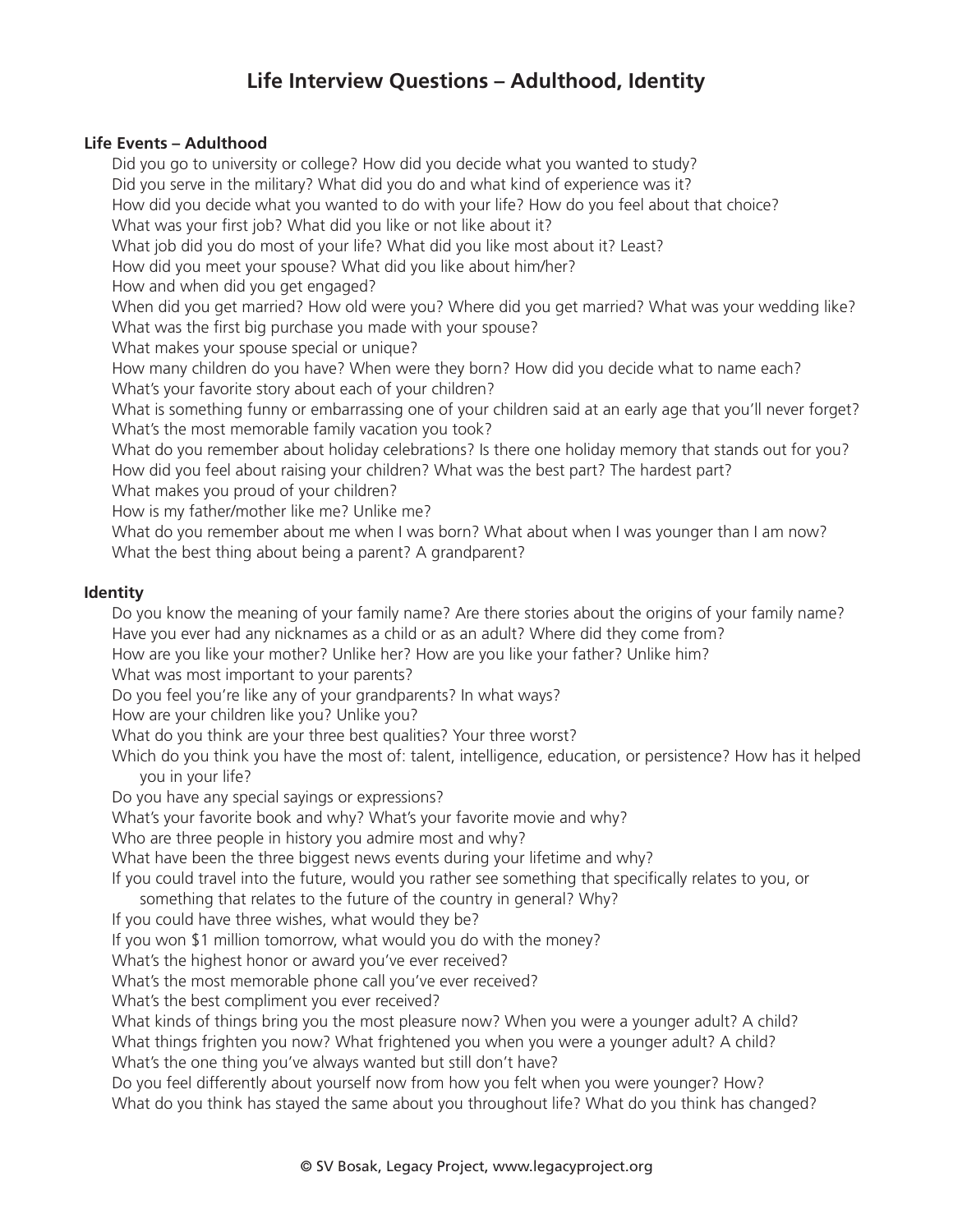# Life Interview Questions – Adulthood, Identity

### Life Events – Adulthood

Did you go to university or college? How did you decide what you wanted to study?
Did you serve in the military? What did you do and what kind of experience was it?
How did you decide what you wanted to do with your life? How do you feel about that choice?
What was your first job? What did you like or not like about it?
What job did you do most of your life? What did you like most about it? Least?
How did you meet your spouse? What did you like about him/her?
How and when did you get engaged?
When did you get married? How old were you? Where did you get married? What was your wedding like?
What was the first big purchase you made with your spouse?
What makes your spouse special or unique?
How many children do you have? When were they born? How did you decide what to name each?
What's your favorite story about each of your children?
What is something funny or embarrassing one of your children said at an early age that you'll never forget?
What's the most memorable family vacation you took?
What do you remember about holiday celebrations? Is there one holiday memory that stands out for you?
How did you feel about raising your children? What was the best part? The hardest part?
What makes you proud of your children?
How is my father/mother like me? Unlike me?
What do you remember about me when I was born? What about when I was younger than I am now?
What the best thing about being a parent? A grandparent?

### Identity

Do you know the meaning of your family name? Are there stories about the origins of your family name?
Have you ever had any nicknames as a child or as an adult? Where did they come from?
How are you like your mother? Unlike her? How are you like your father? Unlike him?
What was most important to your parents?
Do you feel you're like any of your grandparents? In what ways?
How are your children like you? Unlike you?
What do you think are your three best qualities? Your three worst?
Which do you think you have the most of: talent, intelligence, education, or persistence? How has it helped you in your life?
Do you have any special sayings or expressions?
What's your favorite book and why? What's your favorite movie and why?
Who are three people in history you admire most and why?
What have been the three biggest news events during your lifetime and why?
If you could travel into the future, would you rather see something that specifically relates to you, or something that relates to the future of the country in general? Why?
If you could have three wishes, what would they be?
If you won $1 million tomorrow, what would you do with the money?
What's the highest honor or award you've ever received?
What's the most memorable phone call you've ever received?
What's the best compliment you ever received?
What kinds of things bring you the most pleasure now? When you were a younger adult? A child?
What things frighten you now? What frightened you when you were a younger adult? A child?
What's the one thing you've always wanted but still don't have?
Do you feel differently about yourself now from how you felt when you were younger? How?
What do you think has stayed the same about you throughout life? What do you think has changed?

© SV Bosak, Legacy Project, www.legacyproject.org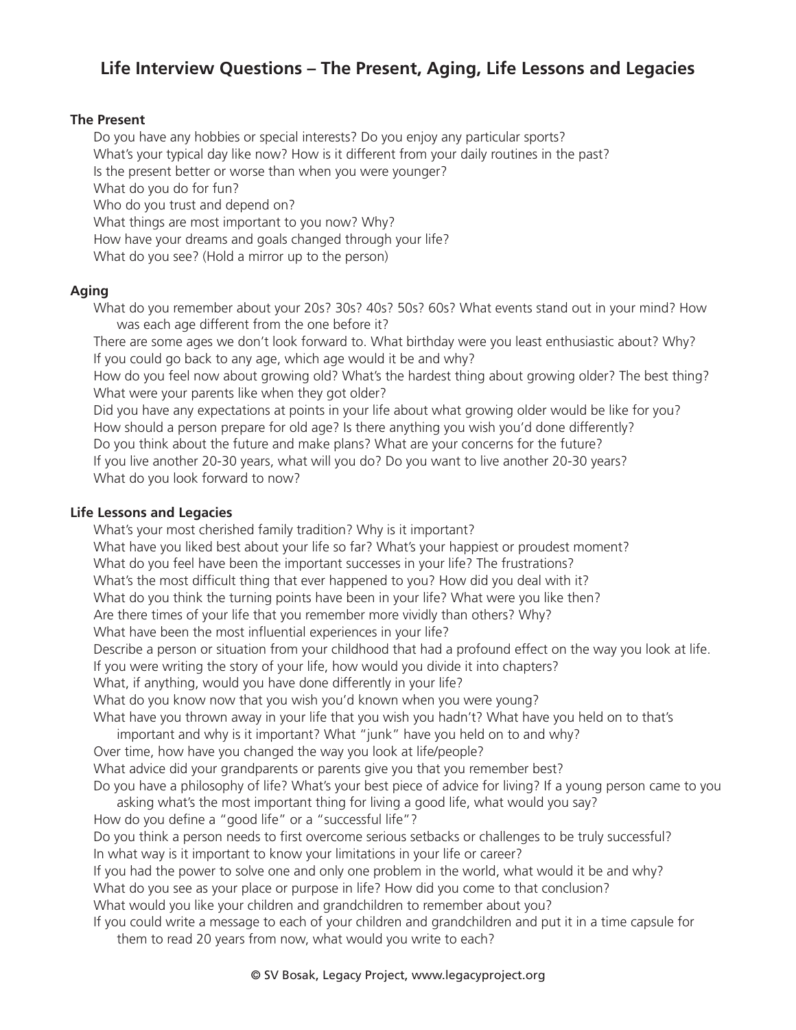# Life Interview Questions – The Present, Aging, Life Lessons and Legacies

## The Present

Do you have any hobbies or special interests? Do you enjoy any particular sports?
What's your typical day like now? How is it different from your daily routines in the past?
Is the present better or worse than when you were younger?
What do you do for fun?
Who do you trust and depend on?
What things are most important to you now? Why?
How have your dreams and goals changed through your life?
What do you see? (Hold a mirror up to the person)

## Aging

What do you remember about your 20s? 30s? 40s? 50s? 60s? What events stand out in your mind? How was each age different from the one before it?
There are some ages we don't look forward to. What birthday were you least enthusiastic about? Why?
If you could go back to any age, which age would it be and why?
How do you feel now about growing old? What's the hardest thing about growing older? The best thing?
What were your parents like when they got older?
Did you have any expectations at points in your life about what growing older would be like for you?
How should a person prepare for old age? Is there anything you wish you'd done differently?
Do you think about the future and make plans? What are your concerns for the future?
If you live another 20-30 years, what will you do? Do you want to live another 20-30 years?
What do you look forward to now?

## Life Lessons and Legacies

What's your most cherished family tradition? Why is it important?
What have you liked best about your life so far? What's your happiest or proudest moment?
What do you feel have been the important successes in your life? The frustrations?
What's the most difficult thing that ever happened to you? How did you deal with it?
What do you think the turning points have been in your life? What were you like then?
Are there times of your life that you remember more vividly than others? Why?
What have been the most influential experiences in your life?
Describe a person or situation from your childhood that had a profound effect on the way you look at life.
If you were writing the story of your life, how would you divide it into chapters?
What, if anything, would you have done differently in your life?
What do you know now that you wish you'd known when you were young?
What have you thrown away in your life that you wish you hadn't? What have you held on to that's important and why is it important? What "junk" have you held on to and why?
Over time, how have you changed the way you look at life/people?
What advice did your grandparents or parents give you that you remember best?
Do you have a philosophy of life? What's your best piece of advice for living? If a young person came to you asking what's the most important thing for living a good life, what would you say?
How do you define a "good life" or a "successful life"?
Do you think a person needs to first overcome serious setbacks or challenges to be truly successful?
In what way is it important to know your limitations in your life or career?
If you had the power to solve one and only one problem in the world, what would it be and why?
What do you see as your place or purpose in life? How did you come to that conclusion?
What would you like your children and grandchildren to remember about you?
If you could write a message to each of your children and grandchildren and put it in a time capsule for them to read 20 years from now, what would you write to each?

© SV Bosak, Legacy Project, www.legacyproject.org